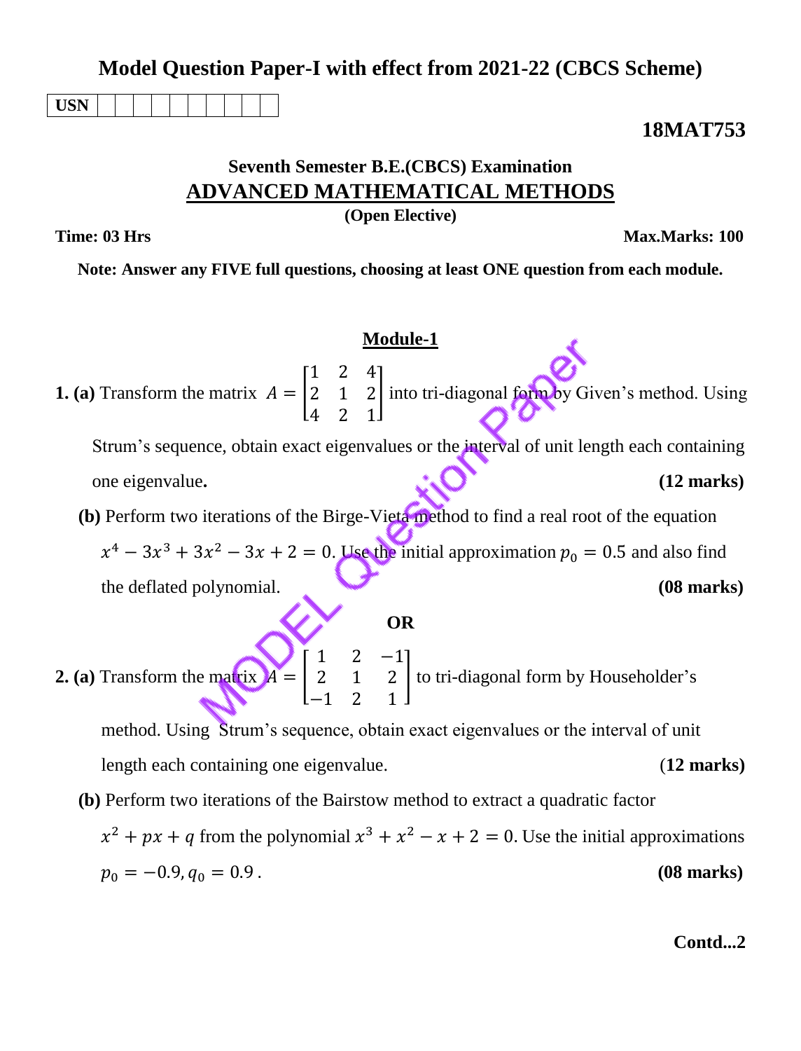# Model Question Paper-I with effect from 2021-22 (CBCS Scheme)

| USN | | | | | | | | | | |
|---|---|---|---|---|---|---|---|---|---|---|

**18MAT753**

## Seventh Semester B.E.(CBCS) Examination

## ADVANCED MATHEMATICAL METHODS

**(Open Elective)**

**Time: 03 Hrs** **Max.Marks: 100**

**Note: Answer any FIVE full questions, choosing at least ONE question from each module.**

### Module-1

**1. (a)** Transform the matrix $A = \begin{bmatrix} 1 & 2 & 4 \\ 2 & 1 & 2 \\ 4 & 2 & 1 \end{bmatrix}$ into tri-diagonal form by Given's method. Using Strum's sequence, obtain exact eigenvalues or the interval of unit length each containing one eigenvalue. **(12 marks)**

**(b)** Perform two iterations of the Birge-Vieta method to find a real root of the equation $x^4 - 3x^3 + 3x^2 - 3x + 2 = 0$. Use the initial approximation $p_0 = 0.5$ and also find the deflated polynomial. **(08 marks)**

**OR**

**2. (a)** Transform the matrix $A = \begin{bmatrix} 1 & 2 & -1 \\ 2 & 1 & 2 \\ -1 & 2 & 1 \end{bmatrix}$ to tri-diagonal form by Householder's method. Using Strum's sequence, obtain exact eigenvalues or the interval of unit length each containing one eigenvalue. (**12 marks)**

**(b)** Perform two iterations of the Bairstow method to extract a quadratic factor $x^2 + px + q$ from the polynomial $x^3 + x^2 - x + 2 = 0$. Use the initial approximations $p_0 = -0.9, q_0 = 0.9$ . **(08 marks)**

**Contd...2**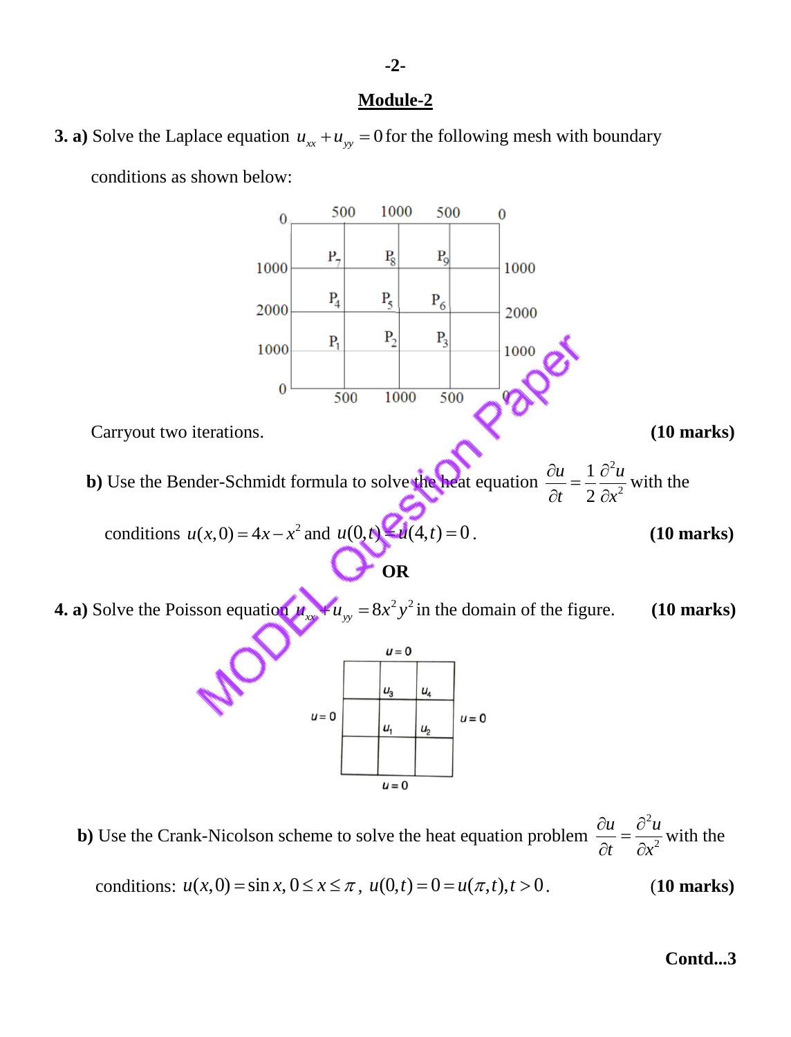## Module-2

**3. a)** Solve the Laplace equation $u_{xx} + u_{yy} = 0$ for the following mesh with boundary conditions as shown below:

Carryout two iterations. **(10 marks)**

**b)** Use the Bender-Schmidt formula to solve the heat equation $\frac{\partial u}{\partial t} = \frac{1}{2}\frac{\partial^2 u}{\partial x^2}$ with the conditions $u(x,0) = 4x - x^2$ and $u(0,t) = u(4,t) = 0$. **(10 marks)**

**OR**

**4. a)** Solve the Poisson equation $u_{xx} + u_{yy} = 8x^2y^2$ in the domain of the figure. **(10 marks)**

**b)** Use the Crank-Nicolson scheme to solve the heat equation problem $\frac{\partial u}{\partial t} = \frac{\partial^2 u}{\partial x^2}$ with the conditions: $u(x,0) = \sin x, 0 \le x \le \pi$, $u(0,t) = 0 = u(\pi,t), t > 0$. **(10 marks)**

**Contd...3**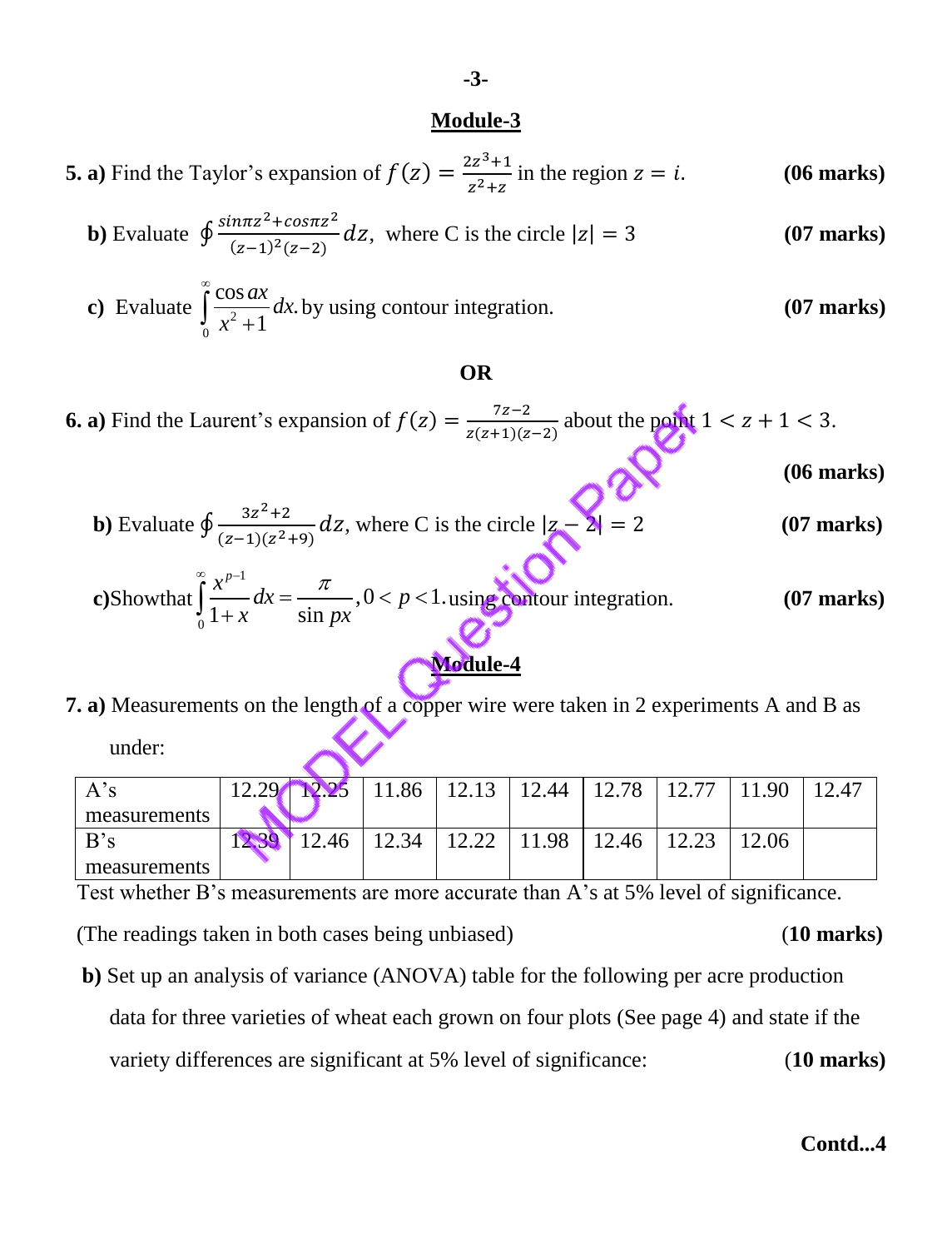## Module-3

**5. a)** Find the Taylor's expansion of $f(z) = \frac{2z^3+1}{z^2+z}$ in the region $z = i$. **(06 marks)**

**b)** Evaluate $\oint \frac{\sin\pi z^2 + \cos\pi z^2}{(z-1)^2(z-2)} dz$, where C is the circle $|z| = 3$ **(07 marks)**

**c)** Evaluate $\int_0^{\infty} \frac{\cos ax}{x^2+1} dx$. by using contour integration. **(07 marks)**

**OR**

**6. a)** Find the Laurent's expansion of $f(z) = \frac{7z-2}{z(z+1)(z-2)}$ about the point $1 < z+1 < 3$. **(06 marks)**

**b)** Evaluate $\oint \frac{3z^2+2}{(z-1)(z^2+9)} dz$, where C is the circle $|z-2| = 2$ **(07 marks)**

**c)** Show that $\int_0^{\infty} \frac{x^{p-1}}{1+x} dx = \frac{\pi}{\sin p\pi}, 0 < p < 1.$ using contour integration. **(07 marks)**

## Module-4

**7. a)** Measurements on the length of a copper wire were taken in 2 experiments A and B as under:

| A's measurements | 12.29 | 12.25 | 11.86 | 12.13 | 12.44 | 12.78 | 12.77 | 11.90 | 12.47 |
|---|---|---|---|---|---|---|---|---|---|
| B's measurements | 12.39 | 12.46 | 12.34 | 12.22 | 11.98 | 12.46 | 12.23 | 12.06 | |

Test whether B's measurements are more accurate than A's at 5% level of significance.

(The readings taken in both cases being unbiased) **(10 marks)**

**b)** Set up an analysis of variance (ANOVA) table for the following per acre production data for three varieties of wheat each grown on four plots (See page 4) and state if the variety differences are significant at 5% level of significance: **(10 marks)**

Contd...4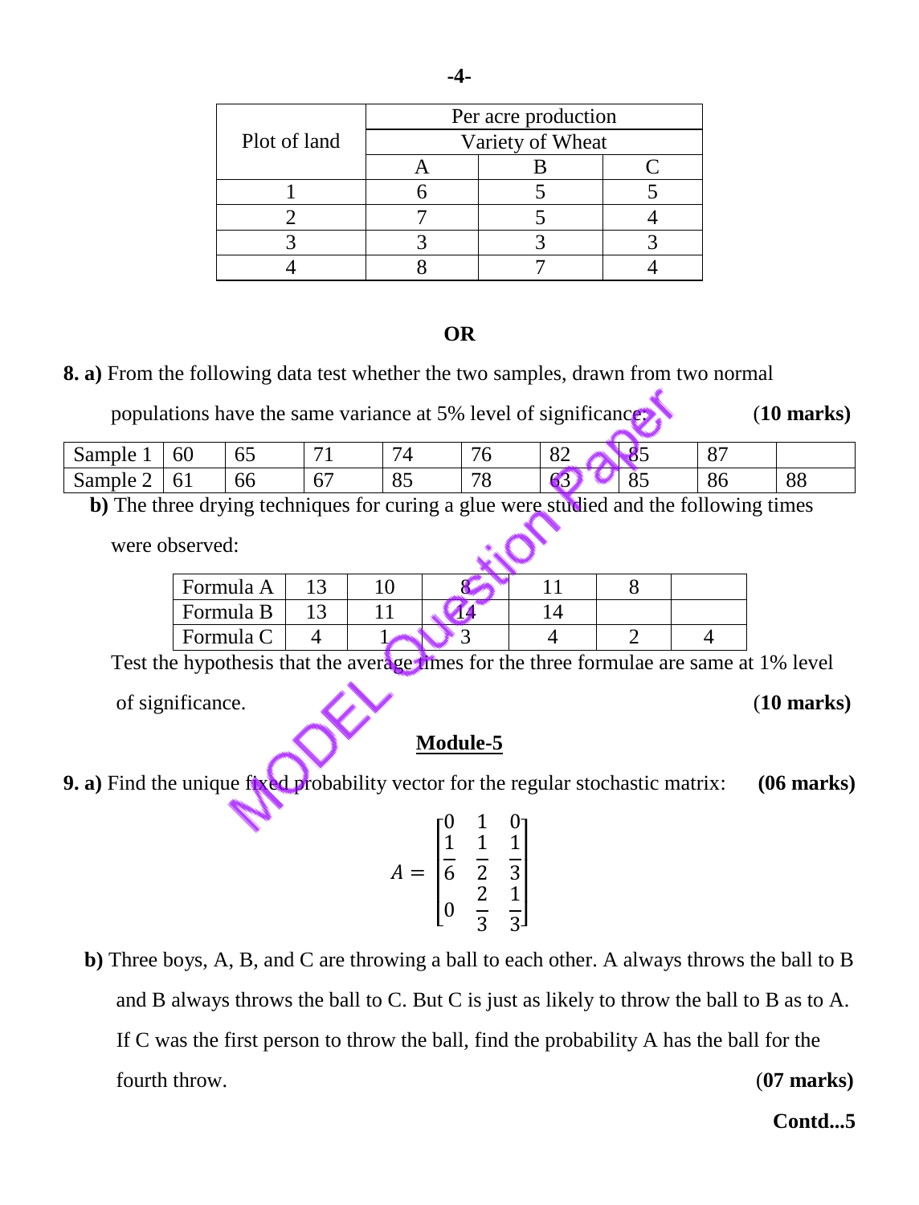| Plot of land | Per acre production | | |
|---|---|---|---|
| | Variety of Wheat | | |
| | A | B | C |
| 1 | 6 | 5 | 5 |
| 2 | 7 | 5 | 4 |
| 3 | 3 | 3 | 3 |
| 4 | 8 | 7 | 4 |

**OR**

**8. a)** From the following data test whether the two samples, drawn from two normal populations have the same variance at 5% level of significance: **(10 marks)**

| Sample 1 | 60 | 65 | 71 | 74 | 76 | 82 | 85 | 87 | |
|---|---|---|---|---|---|---|---|---|---|
| Sample 2 | 61 | 66 | 67 | 85 | 78 | 63 | 85 | 86 | 88 |

**b)** The three drying techniques for curing a glue were studied and the following times were observed:

| Formula A | 13 | 10 | 8 | 11 | 8 | |
|---|---|---|---|---|---|---|
| Formula B | 13 | 11 | 14 | 14 | | |
| Formula C | 4 | 1 | 3 | 4 | 2 | 4 |

Test the hypothesis that the average times for the three formulae are same at 1% level of significance. **(10 marks)**

## Module-5

**9. a)** Find the unique fixed probability vector for the regular stochastic matrix: **(06 marks)**

$$A = \begin{bmatrix} 0 & 1 & 0 \\ \frac{1}{6} & \frac{1}{2} & \frac{1}{3} \\ 0 & \frac{2}{3} & \frac{1}{3} \end{bmatrix}$$

**b)** Three boys, A, B, and C are throwing a ball to each other. A always throws the ball to B and B always throws the ball to C. But C is just as likely to throw the ball to B as to A. If C was the first person to throw the ball, find the probability A has the ball for the fourth throw. **(07 marks)**

**Contd...5**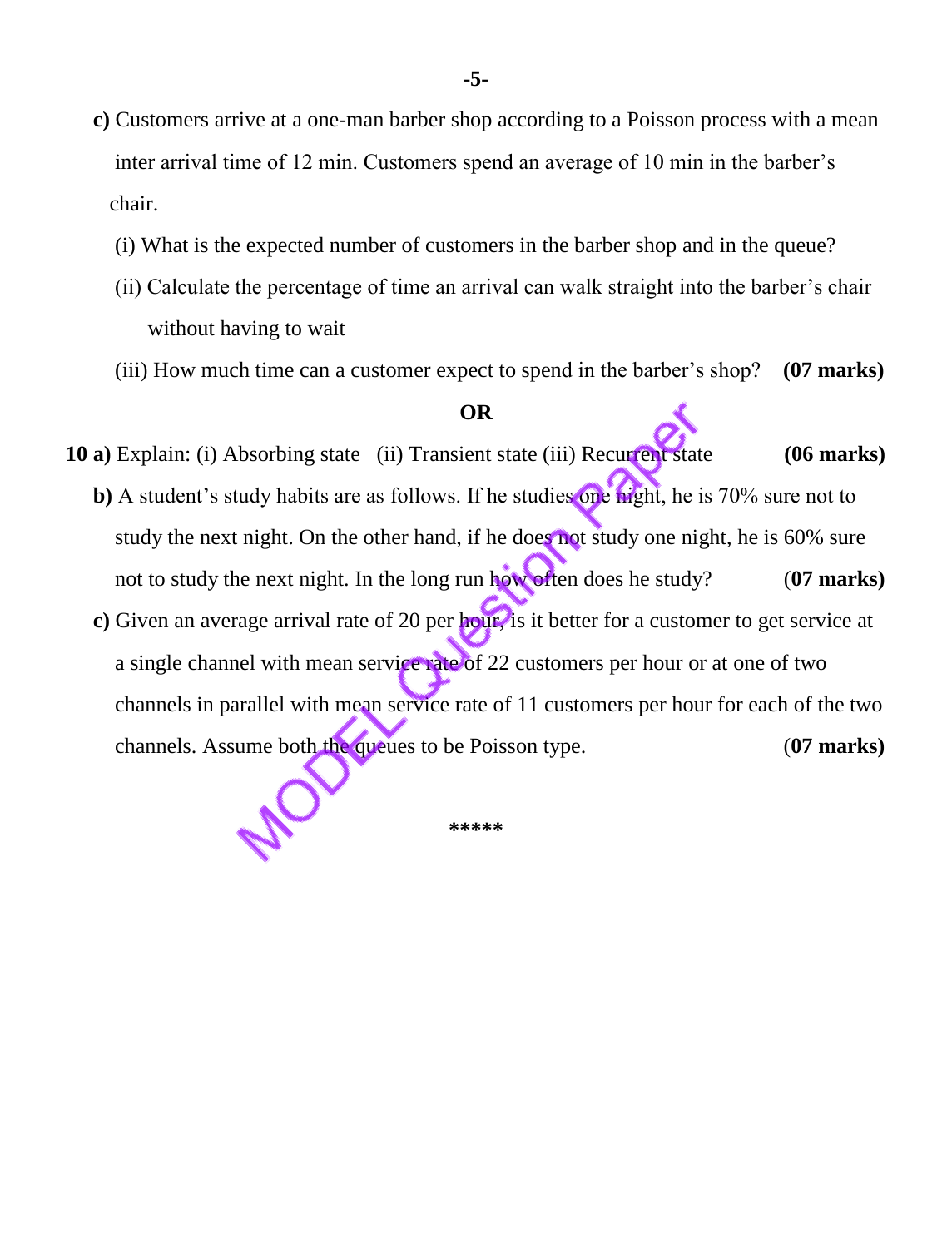**c)** Customers arrive at a one-man barber shop according to a Poisson process with a mean inter arrival time of 12 min. Customers spend an average of 10 min in the barber's chair.

(i) What is the expected number of customers in the barber shop and in the queue?

(ii) Calculate the percentage of time an arrival can walk straight into the barber's chair without having to wait

(iii) How much time can a customer expect to spend in the barber's shop? **(07 marks)**

**OR**

**10 a)** Explain: (i) Absorbing state (ii) Transient state (iii) Recurrent state **(06 marks)**

**b)** A student's study habits are as follows. If he studies one night, he is 70% sure not to study the next night. On the other hand, if he does not study one night, he is 60% sure not to study the next night. In the long run how often does he study? **(07 marks)**

**c)** Given an average arrival rate of 20 per hour, is it better for a customer to get service at a single channel with mean service rate of 22 customers per hour or at one of two channels in parallel with mean service rate of 11 customers per hour for each of the two channels. Assume both the queues to be Poisson type. **(07 marks)**

*****